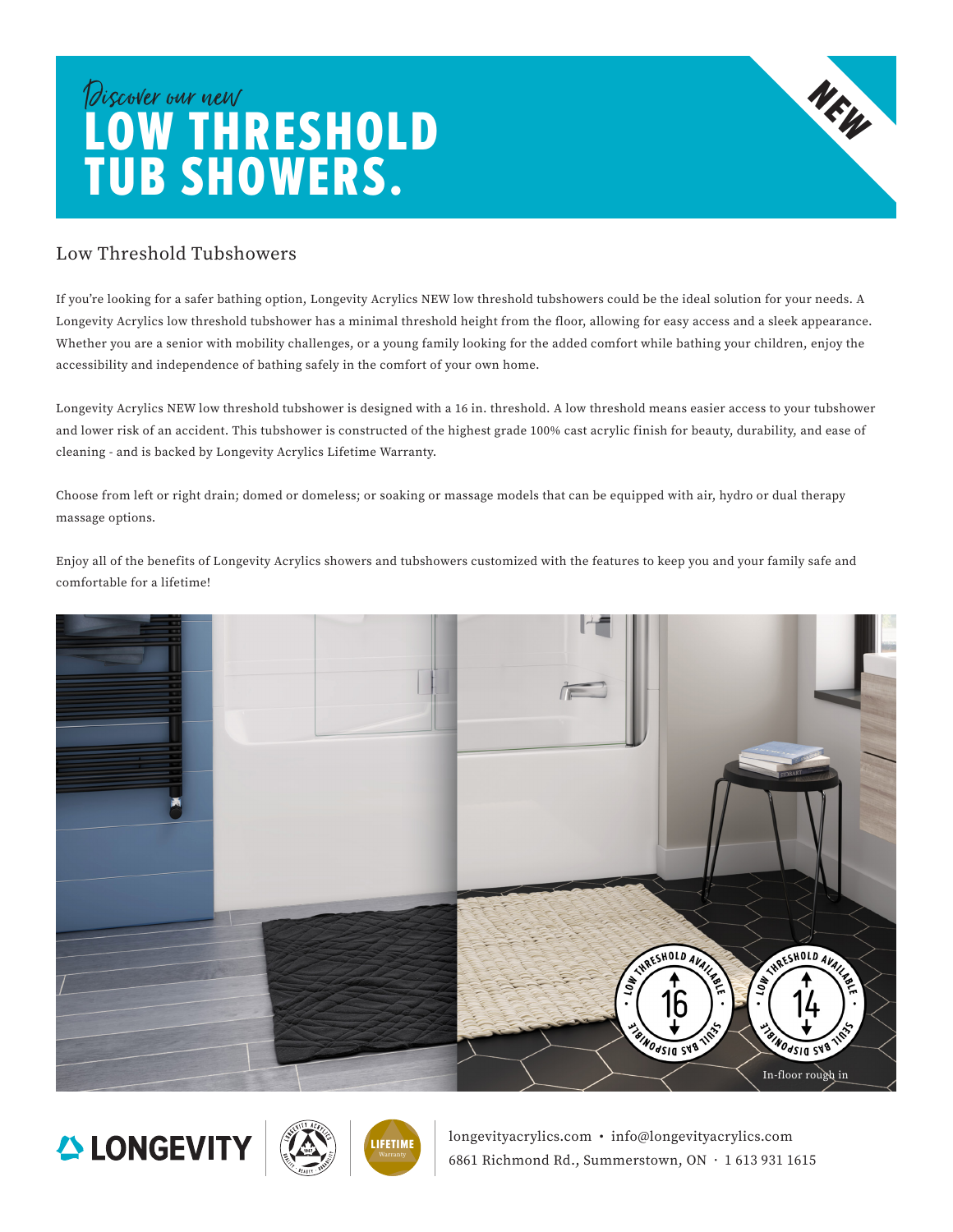# *Discover our new* LOW THRESHOLD TUB SHOWERS.

NEW

## Low Threshold Tubshowers

If you're looking for a safer bathing option, Longevity Acrylics NEW low threshold tubshowers could be the ideal solution for your needs. A Longevity Acrylics low threshold tubshower has a minimal threshold height from the floor, allowing for easy access and a sleek appearance. Whether you are a senior with mobility challenges, or a young family looking for the added comfort while bathing your children, enjoy the accessibility and independence of bathing safely in the comfort of your own home.

Longevity Acrylics NEW low threshold tubshower is designed with a 16 in. threshold. A low threshold means easier access to your tubshower and lower risk of an accident. This tubshower is constructed of the highest grade 100% cast acrylic finish for beauty, durability, and ease of cleaning - and is backed by Longevity Acrylics Lifetime Warranty.

Choose from left or right drain; domed or domeless; or soaking or massage models that can be equipped with air, hydro or dual therapy massage options.

Enjoy all of the benefits of Longevity Acrylics showers and tubshowers customized with the features to keep you and your family safe and comfortable for a lifetime!

LOW THRESHOLD AVAILABLE • SEUIL BAS DISPONIBLE • 16

LOW THRESHOLD AVAILABLE • SEUIL BAS DISPONIBLE • 14

In-floor rough in

LONGEVITY

LIFETIME Warranty

longevityacrylics.com • info@longevityacrylics.com
6861 Richmond Rd., Summerstown, ON • 1 613 931 1615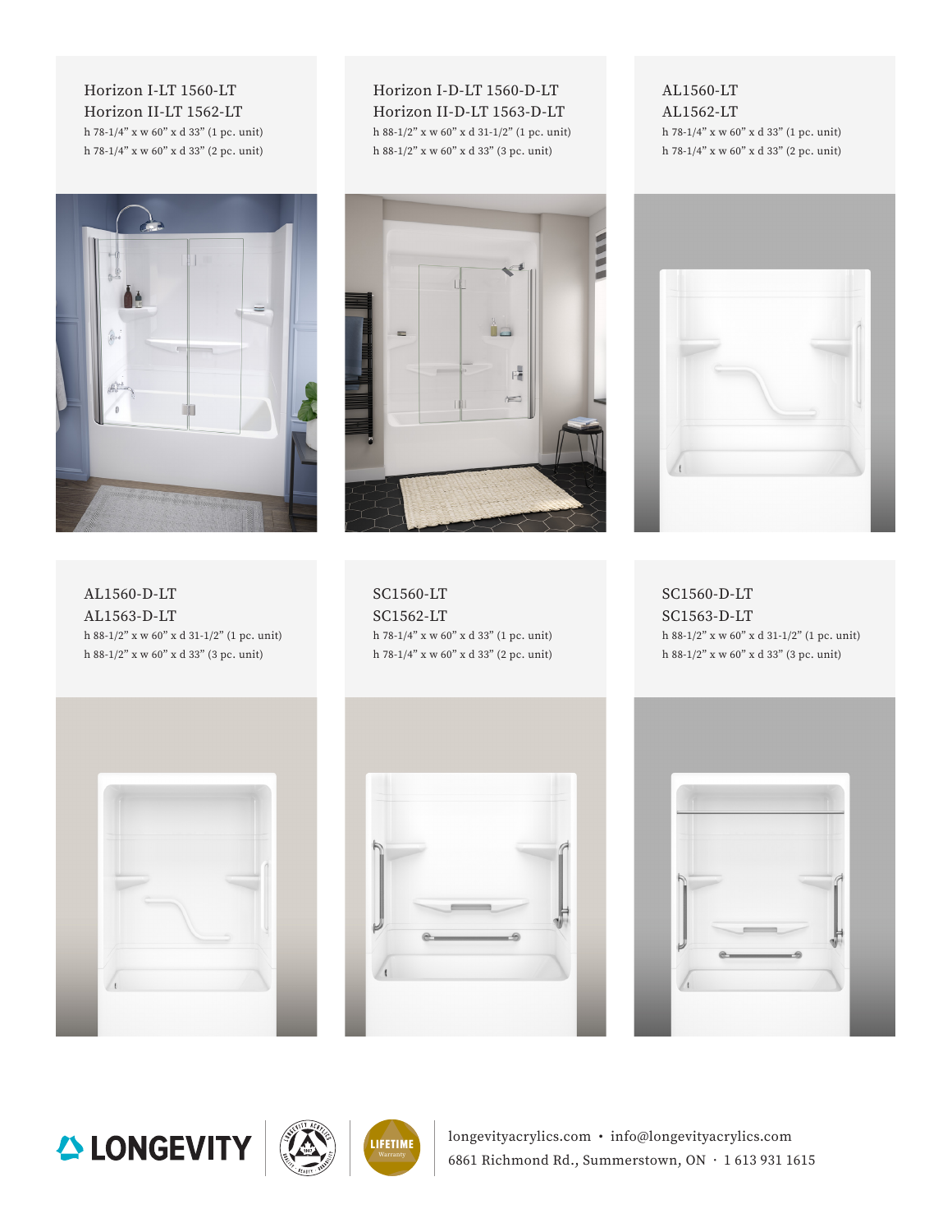Horizon I-LT 1560-LT
Horizon II-LT 1562-LT
h 78-1/4" x w 60" x d 33" (1 pc. unit)
h 78-1/4" x w 60" x d 33" (2 pc. unit)

Horizon I-D-LT 1560-D-LT
Horizon II-D-LT 1563-D-LT
h 88-1/2" x w 60" x d 31-1/2" (1 pc. unit)
h 88-1/2" x w 60" x d 33" (3 pc. unit)

AL1560-LT
AL1562-LT
h 78-1/4" x w 60" x d 33" (1 pc. unit)
h 78-1/4" x w 60" x d 33" (2 pc. unit)

AL1560-D-LT
AL1563-D-LT
h 88-1/2" x w 60" x d 31-1/2" (1 pc. unit)
h 88-1/2" x w 60" x d 33" (3 pc. unit)

SC1560-LT
SC1562-LT
h 78-1/4" x w 60" x d 33" (1 pc. unit)
h 78-1/4" x w 60" x d 33" (2 pc. unit)

SC1560-D-LT
SC1563-D-LT
h 88-1/2" x w 60" x d 31-1/2" (1 pc. unit)
h 88-1/2" x w 60" x d 33" (3 pc. unit)

LONGEVITY

LIFETIME Warranty

longevityacrylics.com • info@longevityacrylics.com
6861 Richmond Rd., Summerstown, ON • 1 613 931 1615